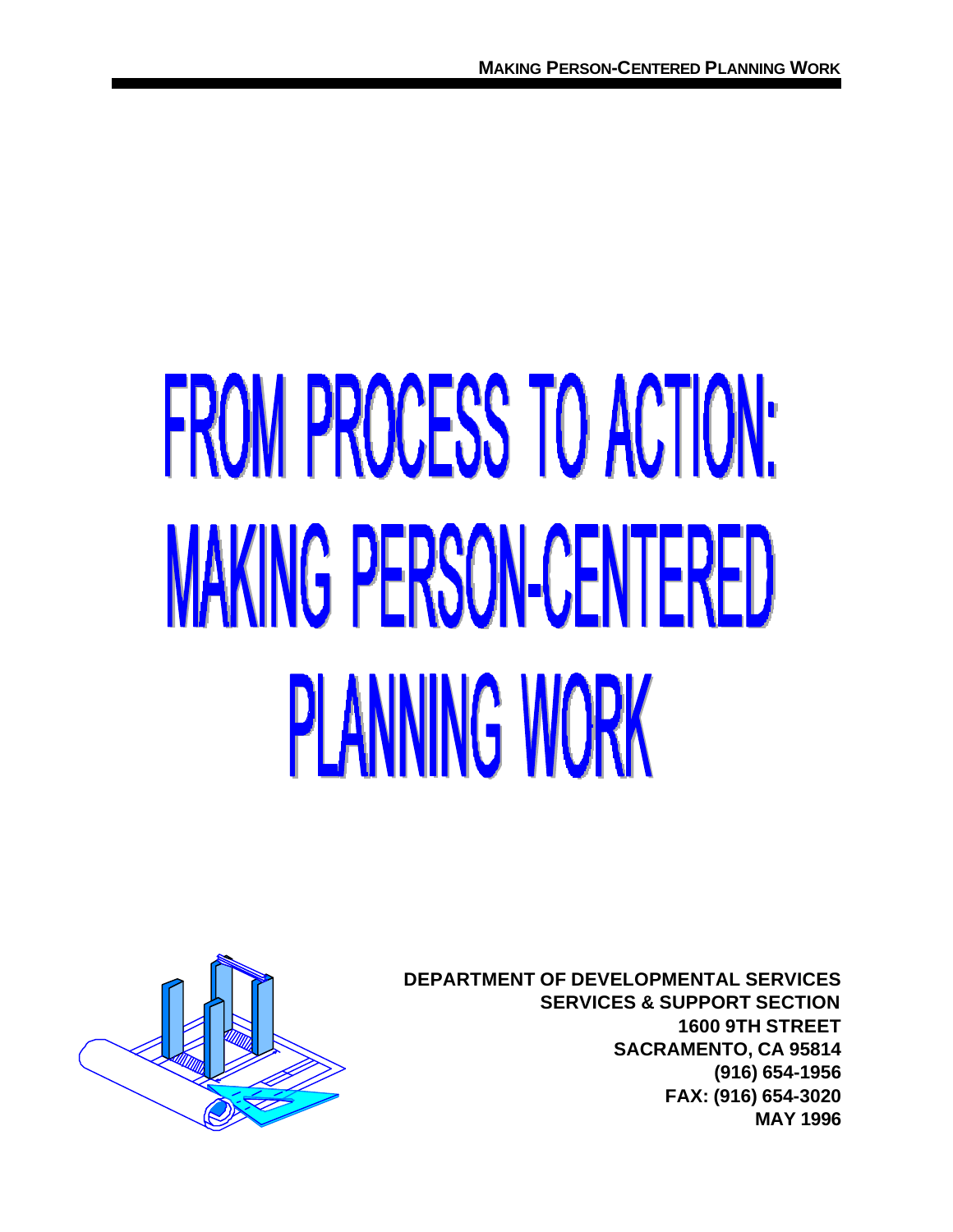# FROM PROCESS TO ACTION: MAKING PERSON-CENTERED PLANNING WORK

**DEPARTMENT OF DEVELOPMENTAL SERVICES**
**SERVICES & SUPPORT SECTION**
**1600 9TH STREET**
**SACRAMENTO, CA 95814**
**(916) 654-1956**
**FAX: (916) 654-3020**
**MAY 1996**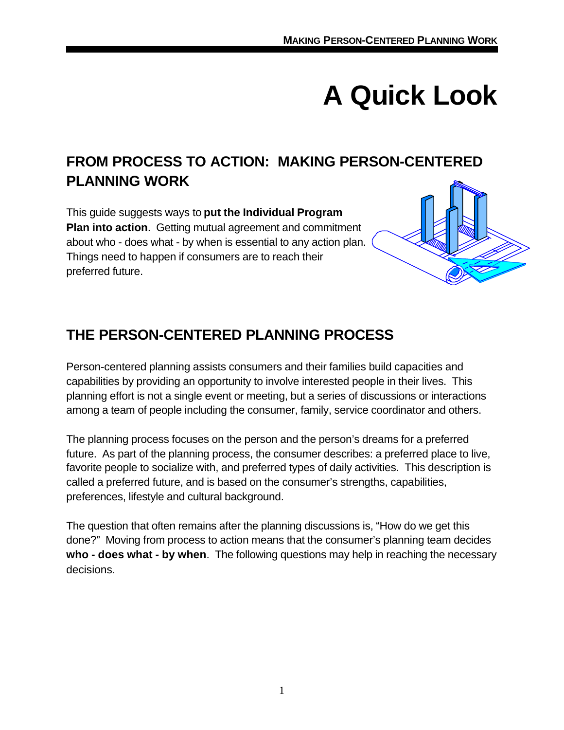# A Quick Look

## FROM PROCESS TO ACTION: MAKING PERSON-CENTERED PLANNING WORK

This guide suggests ways to **put the Individual Program Plan into action**. Getting mutual agreement and commitment about who - does what - by when is essential to any action plan. Things need to happen if consumers are to reach their preferred future.

## THE PERSON-CENTERED PLANNING PROCESS

Person-centered planning assists consumers and their families build capacities and capabilities by providing an opportunity to involve interested people in their lives. This planning effort is not a single event or meeting, but a series of discussions or interactions among a team of people including the consumer, family, service coordinator and others.

The planning process focuses on the person and the person's dreams for a preferred future. As part of the planning process, the consumer describes: a preferred place to live, favorite people to socialize with, and preferred types of daily activities. This description is called a preferred future, and is based on the consumer's strengths, capabilities, preferences, lifestyle and cultural background.

The question that often remains after the planning discussions is, "How do we get this done?" Moving from process to action means that the consumer's planning team decides **who - does what - by when**. The following questions may help in reaching the necessary decisions.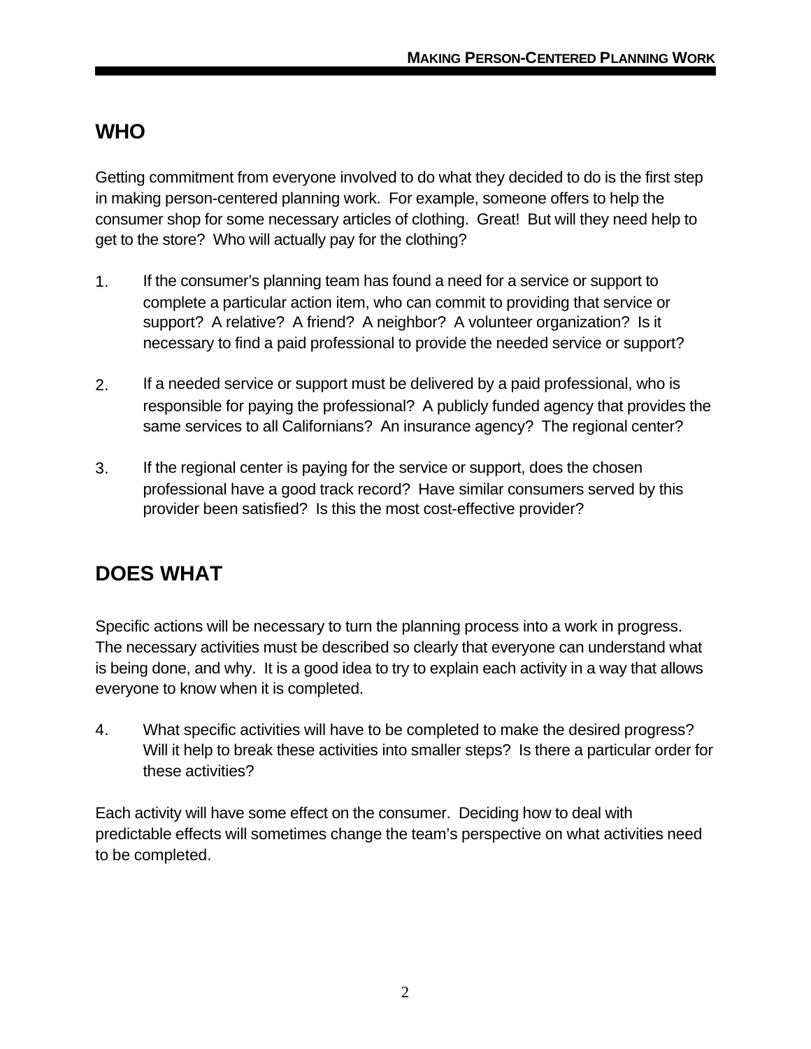## WHO

Getting commitment from everyone involved to do what they decided to do is the first step in making person-centered planning work. For example, someone offers to help the consumer shop for some necessary articles of clothing. Great! But will they need help to get to the store? Who will actually pay for the clothing?

1. If the consumer's planning team has found a need for a service or support to complete a particular action item, who can commit to providing that service or support? A relative? A friend? A neighbor? A volunteer organization? Is it necessary to find a paid professional to provide the needed service or support?

2. If a needed service or support must be delivered by a paid professional, who is responsible for paying the professional? A publicly funded agency that provides the same services to all Californians? An insurance agency? The regional center?

3. If the regional center is paying for the service or support, does the chosen professional have a good track record? Have similar consumers served by this provider been satisfied? Is this the most cost-effective provider?

## DOES WHAT

Specific actions will be necessary to turn the planning process into a work in progress. The necessary activities must be described so clearly that everyone can understand what is being done, and why. It is a good idea to try to explain each activity in a way that allows everyone to know when it is completed.

4. What specific activities will have to be completed to make the desired progress? Will it help to break these activities into smaller steps? Is there a particular order for these activities?

Each activity will have some effect on the consumer. Deciding how to deal with predictable effects will sometimes change the team's perspective on what activities need to be completed.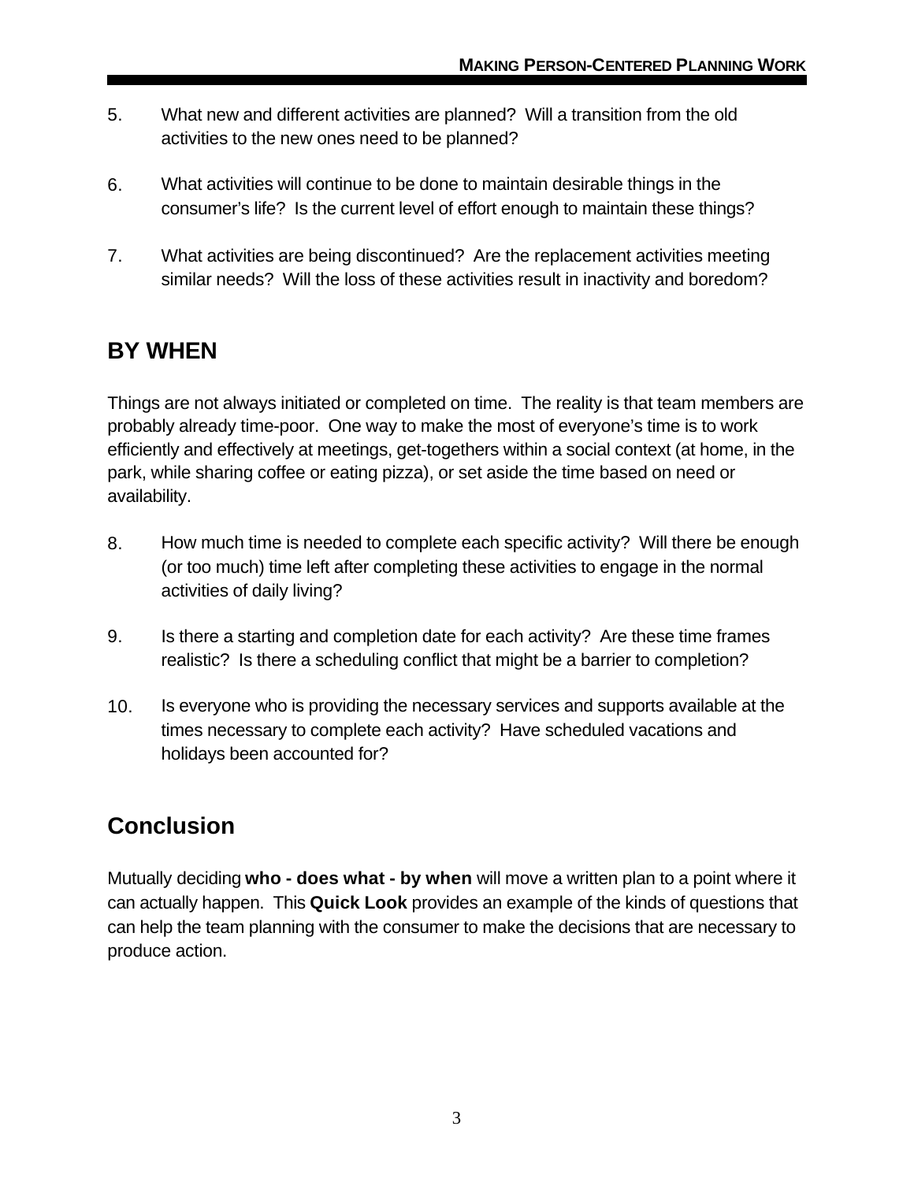5. What new and different activities are planned? Will a transition from the old activities to the new ones need to be planned?

6. What activities will continue to be done to maintain desirable things in the consumer's life? Is the current level of effort enough to maintain these things?

7. What activities are being discontinued? Are the replacement activities meeting similar needs? Will the loss of these activities result in inactivity and boredom?

## BY WHEN

Things are not always initiated or completed on time. The reality is that team members are probably already time-poor. One way to make the most of everyone's time is to work efficiently and effectively at meetings, get-togethers within a social context (at home, in the park, while sharing coffee or eating pizza), or set aside the time based on need or availability.

8. How much time is needed to complete each specific activity? Will there be enough (or too much) time left after completing these activities to engage in the normal activities of daily living?

9. Is there a starting and completion date for each activity? Are these time frames realistic? Is there a scheduling conflict that might be a barrier to completion?

10. Is everyone who is providing the necessary services and supports available at the times necessary to complete each activity? Have scheduled vacations and holidays been accounted for?

## Conclusion

Mutually deciding **who - does what - by when** will move a written plan to a point where it can actually happen. This **Quick Look** provides an example of the kinds of questions that can help the team planning with the consumer to make the decisions that are necessary to produce action.